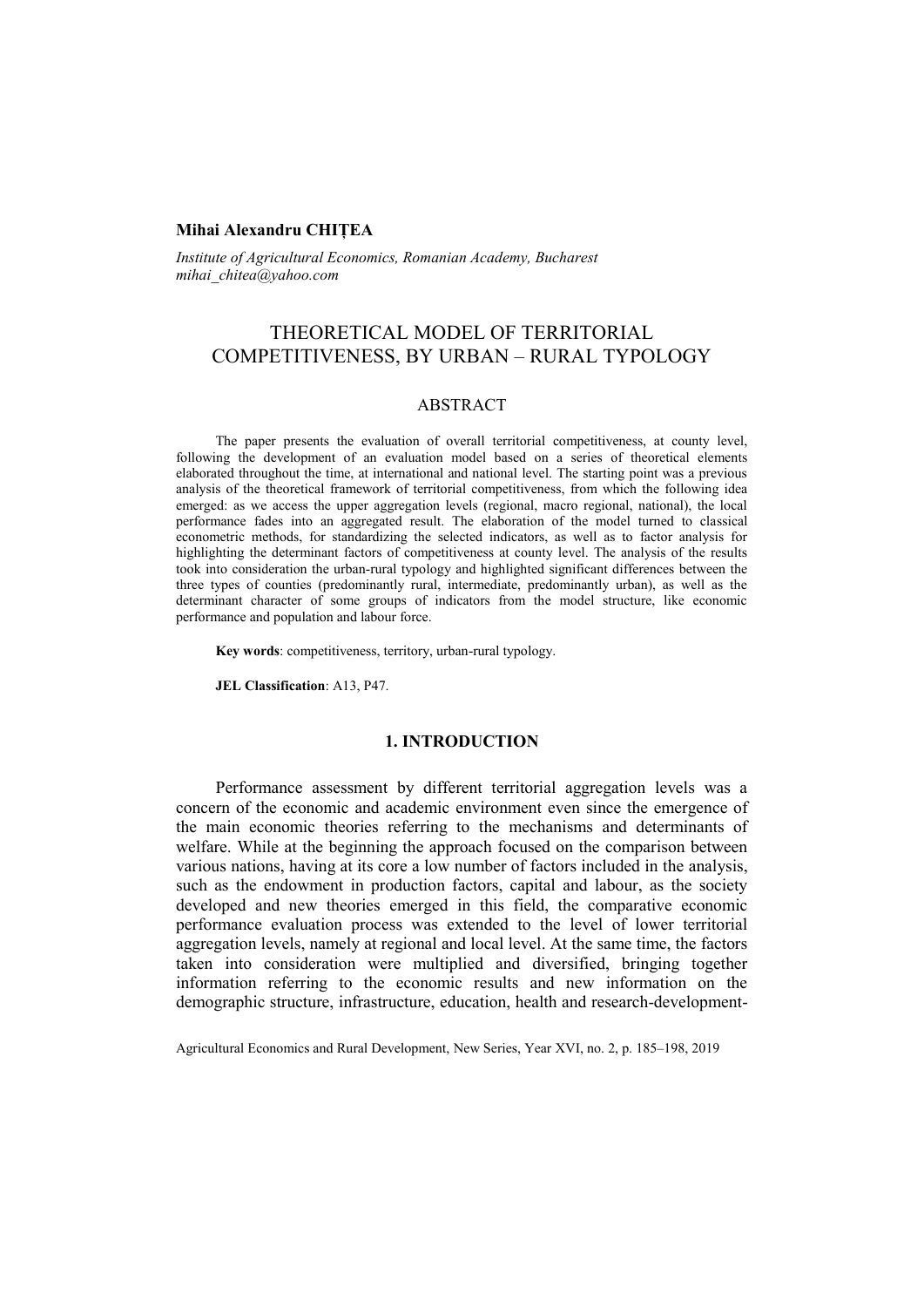**Mihai Alexandru CHIȚEA**

*Institute of Agricultural Economics, Romanian Academy, Bucharest*
*mihai_chitea@yahoo.com*

# THEORETICAL MODEL OF TERRITORIAL COMPETITIVENESS, BY URBAN – RURAL TYPOLOGY

## ABSTRACT

The paper presents the evaluation of overall territorial competitiveness, at county level, following the development of an evaluation model based on a series of theoretical elements elaborated throughout the time, at international and national level. The starting point was a previous analysis of the theoretical framework of territorial competitiveness, from which the following idea emerged: as we access the upper aggregation levels (regional, macro regional, national), the local performance fades into an aggregated result. The elaboration of the model turned to classical econometric methods, for standardizing the selected indicators, as well as to factor analysis for highlighting the determinant factors of competitiveness at county level. The analysis of the results took into consideration the urban-rural typology and highlighted significant differences between the three types of counties (predominantly rural, intermediate, predominantly urban), as well as the determinant character of some groups of indicators from the model structure, like economic performance and population and labour force.

**Key words**: competitiveness, territory, urban-rural typology.

**JEL Classification**: A13, P47.

## 1. INTRODUCTION

Performance assessment by different territorial aggregation levels was a concern of the economic and academic environment even since the emergence of the main economic theories referring to the mechanisms and determinants of welfare. While at the beginning the approach focused on the comparison between various nations, having at its core a low number of factors included in the analysis, such as the endowment in production factors, capital and labour, as the society developed and new theories emerged in this field, the comparative economic performance evaluation process was extended to the level of lower territorial aggregation levels, namely at regional and local level. At the same time, the factors taken into consideration were multiplied and diversified, bringing together information referring to the economic results and new information on the demographic structure, infrastructure, education, health and research-development-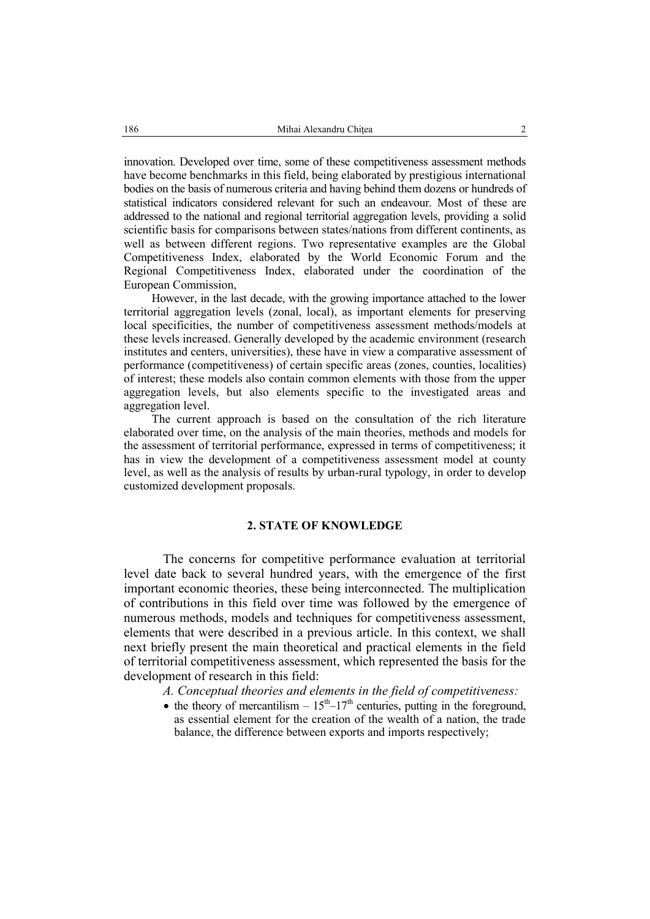innovation. Developed over time, some of these competitiveness assessment methods have become benchmarks in this field, being elaborated by prestigious international bodies on the basis of numerous criteria and having behind them dozens or hundreds of statistical indicators considered relevant for such an endeavour. Most of these are addressed to the national and regional territorial aggregation levels, providing a solid scientific basis for comparisons between states/nations from different continents, as well as between different regions. Two representative examples are the Global Competitiveness Index, elaborated by the World Economic Forum and the Regional Competitiveness Index, elaborated under the coordination of the European Commission,

However, in the last decade, with the growing importance attached to the lower territorial aggregation levels (zonal, local), as important elements for preserving local specificities, the number of competitiveness assessment methods/models at these levels increased. Generally developed by the academic environment (research institutes and centers, universities), these have in view a comparative assessment of performance (competitiveness) of certain specific areas (zones, counties, localities) of interest; these models also contain common elements with those from the upper aggregation levels, but also elements specific to the investigated areas and aggregation level.

The current approach is based on the consultation of the rich literature elaborated over time, on the analysis of the main theories, methods and models for the assessment of territorial performance, expressed in terms of competitiveness; it has in view the development of a competitiveness assessment model at county level, as well as the analysis of results by urban-rural typology, in order to develop customized development proposals.

## 2. STATE OF KNOWLEDGE

The concerns for competitive performance evaluation at territorial level date back to several hundred years, with the emergence of the first important economic theories, these being interconnected. The multiplication of contributions in this field over time was followed by the emergence of numerous methods, models and techniques for competitiveness assessment, elements that were described in a previous article. In this context, we shall next briefly present the main theoretical and practical elements in the field of territorial competitiveness assessment, which represented the basis for the development of research in this field:

*A. Conceptual theories and elements in the field of competitiveness:*

- the theory of mercantilism – $15^{th}$–$17^{th}$ centuries, putting in the foreground, as essential element for the creation of the wealth of a nation, the trade balance, the difference between exports and imports respectively;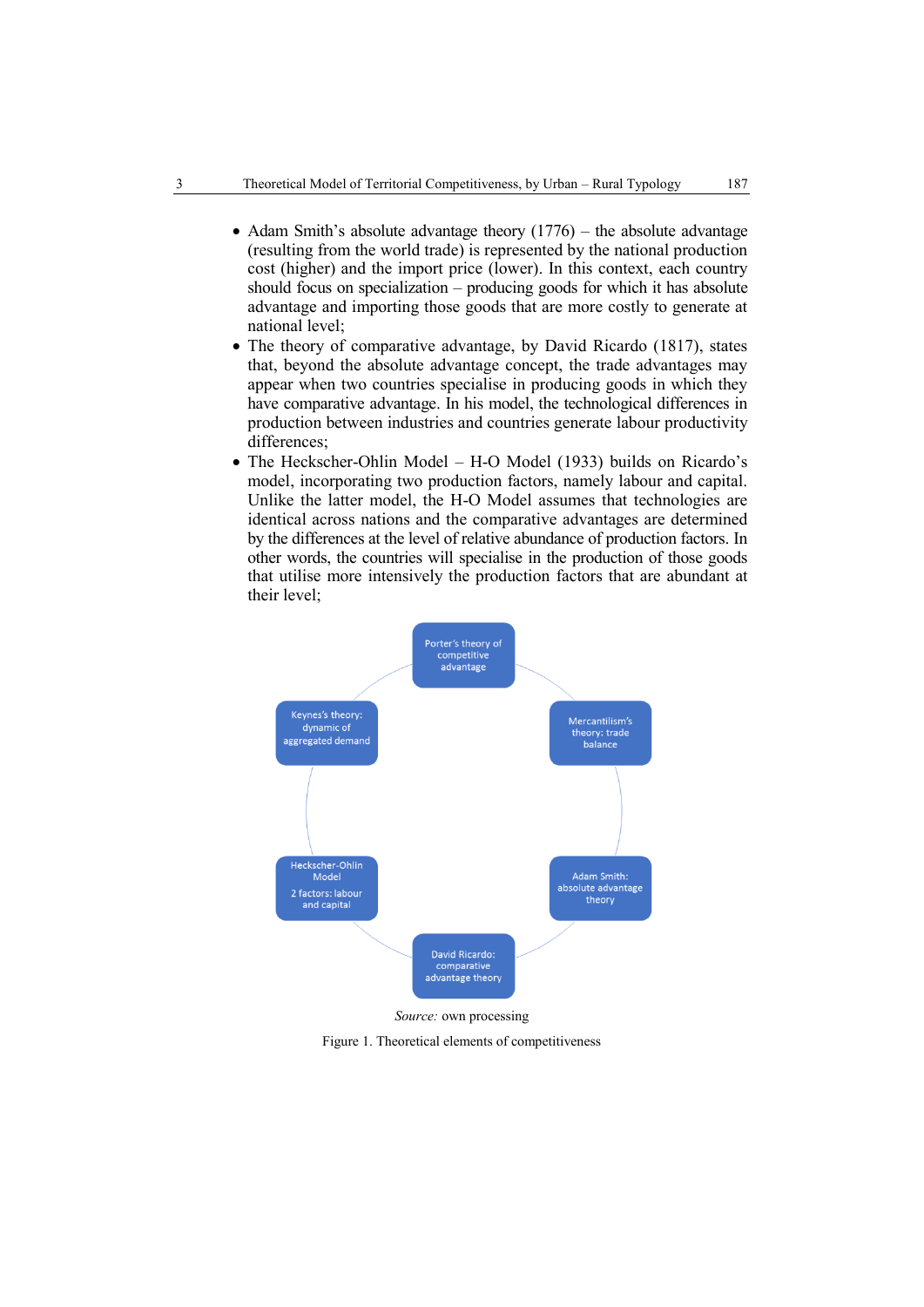- Adam Smith's absolute advantage theory (1776) – the absolute advantage (resulting from the world trade) is represented by the national production cost (higher) and the import price (lower). In this context, each country should focus on specialization – producing goods for which it has absolute advantage and importing those goods that are more costly to generate at national level;
- The theory of comparative advantage, by David Ricardo (1817), states that, beyond the absolute advantage concept, the trade advantages may appear when two countries specialise in producing goods in which they have comparative advantage. In his model, the technological differences in production between industries and countries generate labour productivity differences;
- The Heckscher-Ohlin Model – H-O Model (1933) builds on Ricardo's model, incorporating two production factors, namely labour and capital. Unlike the latter model, the H-O Model assumes that technologies are identical across nations and the comparative advantages are determined by the differences at the level of relative abundance of production factors. In other words, the countries will specialise in the production of those goods that utilise more intensively the production factors that are abundant at their level;

Porter's theory of competitive advantage

Mercantilism's theory: trade balance

Adam Smith: absolute advantage theory

David Ricardo: comparative advantage theory

Heckscher-Ohlin Model

2 factors: labour and capital

Keynes's theory: dynamic of aggregated demand

*Source:* own processing

Figure 1. Theoretical elements of competitiveness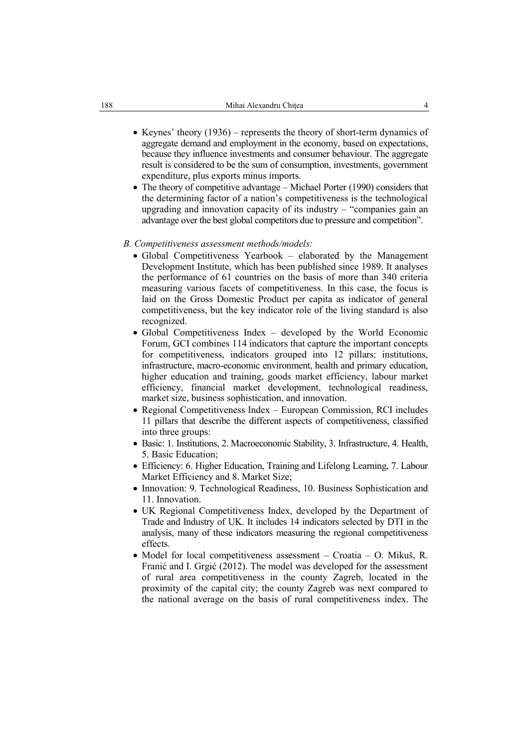- Keynes' theory (1936) – represents the theory of short-term dynamics of aggregate demand and employment in the economy, based on expectations, because they influence investments and consumer behaviour. The aggregate result is considered to be the sum of consumption, investments, government expenditure, plus exports minus imports.
- The theory of competitive advantage – Michael Porter (1990) considers that the determining factor of a nation's competitiveness is the technological upgrading and innovation capacity of its industry – "companies gain an advantage over the best global competitors due to pressure and competition".

*B. Competitiveness assessment methods/models:*

- Global Competitiveness Yearbook – elaborated by the Management Development Institute, which has been published since 1989. It analyses the performance of 61 countries on the basis of more than 340 criteria measuring various facets of competitiveness. In this case, the focus is laid on the Gross Domestic Product per capita as indicator of general competitiveness, but the key indicator role of the living standard is also recognized.
- Global Competitiveness Index – developed by the World Economic Forum, GCI combines 114 indicators that capture the important concepts for competitiveness, indicators grouped into 12 pillars: institutions, infrastructure, macro-economic environment, health and primary education, higher education and training, goods market efficiency, labour market efficiency, financial market development, technological readiness, market size, business sophistication, and innovation.
- Regional Competitiveness Index – European Commission, RCI includes 11 pillars that describe the different aspects of competitiveness, classified into three groups:
- Basic: 1. Institutions, 2. Macroeconomic Stability, 3. Infrastructure, 4. Health, 5. Basic Education;
- Efficiency: 6. Higher Education, Training and Lifelong Learning, 7. Labour Market Efficiency and 8. Market Size;
- Innovation: 9. Technological Readiness, 10. Business Sophistication and 11. Innovation.
- UK Regional Competitiveness Index, developed by the Department of Trade and Industry of UK. It includes 14 indicators selected by DTI in the analysis, many of these indicators measuring the regional competitiveness effects.
- Model for local competitiveness assessment – Croatia – O. Mikuš, R. Franić and I. Grgić (2012). The model was developed for the assessment of rural area competitiveness in the county Zagreb, located in the proximity of the capital city; the county Zagreb was next compared to the national average on the basis of rural competitiveness index. The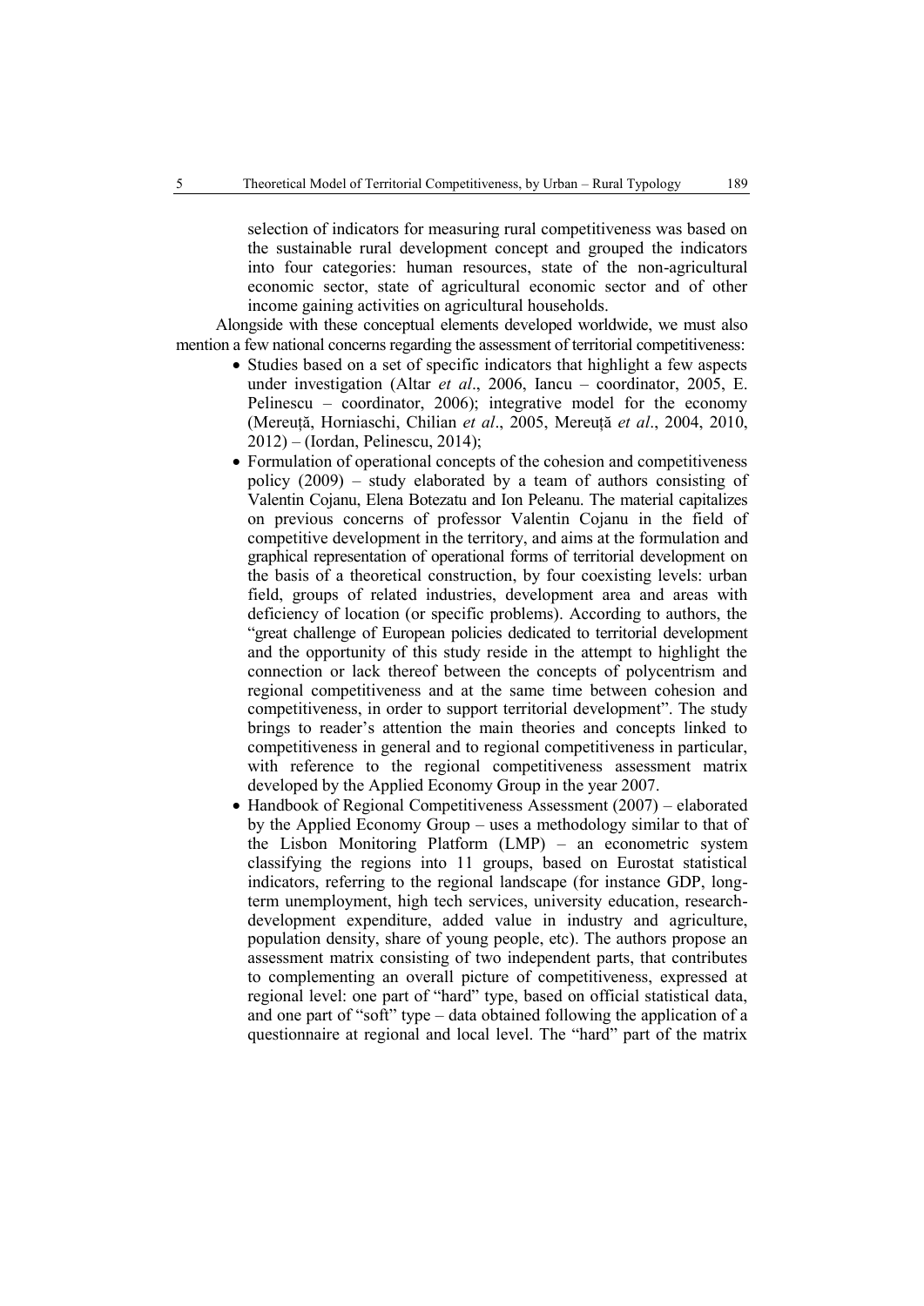selection of indicators for measuring rural competitiveness was based on the sustainable rural development concept and grouped the indicators into four categories: human resources, state of the non-agricultural economic sector, state of agricultural economic sector and of other income gaining activities on agricultural households.

Alongside with these conceptual elements developed worldwide, we must also mention a few national concerns regarding the assessment of territorial competitiveness:

- Studies based on a set of specific indicators that highlight a few aspects under investigation (Altar *et al*., 2006, Iancu – coordinator, 2005, E. Pelinescu – coordinator, 2006); integrative model for the economy (Mereuță, Horniaschi, Chilian *et al*., 2005, Mereuță *et al*., 2004, 2010, 2012) – (Iordan, Pelinescu, 2014);
- Formulation of operational concepts of the cohesion and competitiveness policy (2009) – study elaborated by a team of authors consisting of Valentin Cojanu, Elena Botezatu and Ion Peleanu. The material capitalizes on previous concerns of professor Valentin Cojanu in the field of competitive development in the territory, and aims at the formulation and graphical representation of operational forms of territorial development on the basis of a theoretical construction, by four coexisting levels: urban field, groups of related industries, development area and areas with deficiency of location (or specific problems). According to authors, the "great challenge of European policies dedicated to territorial development and the opportunity of this study reside in the attempt to highlight the connection or lack thereof between the concepts of polycentrism and regional competitiveness and at the same time between cohesion and competitiveness, in order to support territorial development". The study brings to reader's attention the main theories and concepts linked to competitiveness in general and to regional competitiveness in particular, with reference to the regional competitiveness assessment matrix developed by the Applied Economy Group in the year 2007.
- Handbook of Regional Competitiveness Assessment (2007) – elaborated by the Applied Economy Group – uses a methodology similar to that of the Lisbon Monitoring Platform (LMP) – an econometric system classifying the regions into 11 groups, based on Eurostat statistical indicators, referring to the regional landscape (for instance GDP, long-term unemployment, high tech services, university education, research-development expenditure, added value in industry and agriculture, population density, share of young people, etc). The authors propose an assessment matrix consisting of two independent parts, that contributes to complementing an overall picture of competitiveness, expressed at regional level: one part of "hard" type, based on official statistical data, and one part of "soft" type – data obtained following the application of a questionnaire at regional and local level. The "hard" part of the matrix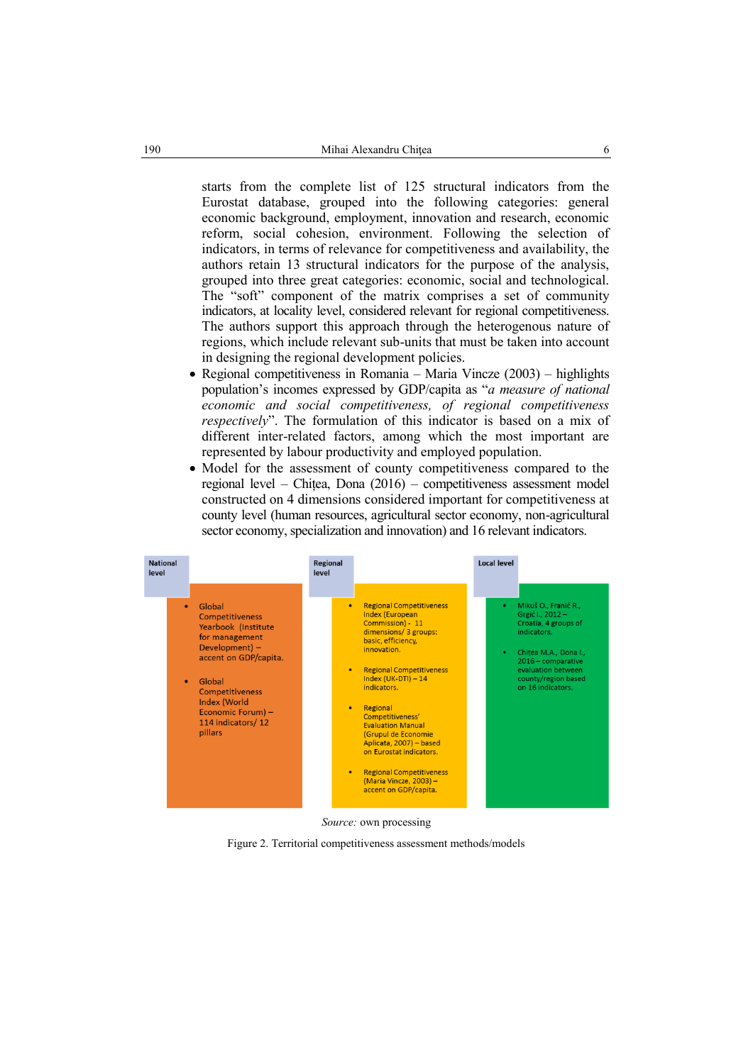starts from the complete list of 125 structural indicators from the Eurostat database, grouped into the following categories: general economic background, employment, innovation and research, economic reform, social cohesion, environment. Following the selection of indicators, in terms of relevance for competitiveness and availability, the authors retain 13 structural indicators for the purpose of the analysis, grouped into three great categories: economic, social and technological. The "soft" component of the matrix comprises a set of community indicators, at locality level, considered relevant for regional competitiveness. The authors support this approach through the heterogenous nature of regions, which include relevant sub-units that must be taken into account in designing the regional development policies.

- Regional competitiveness in Romania – Maria Vincze (2003) – highlights population's incomes expressed by GDP/capita as "*a measure of national economic and social competitiveness, of regional competitiveness respectively*". The formulation of this indicator is based on a mix of different inter-related factors, among which the most important are represented by labour productivity and employed population.
- Model for the assessment of county competitiveness compared to the regional level – Chițea, Dona (2016) – competitiveness assessment model constructed on 4 dimensions considered important for competitiveness at county level (human resources, agricultural sector economy, non-agricultural sector economy, specialization and innovation) and 16 relevant indicators.

**National level**

- Global Competitiveness Yearbook (Institute for management Development) – accent on GDP/capita.
- Global Competitiveness Index (World Economic Forum) – 114 indicators/ 12 pillars

**Regional level**

- Regional Competitiveness Index (European Commission) - 11 dimensions/ 3 groups: basic, efficiency, innovation.
- Regional Competitiveness Index (UK-DTI) – 14 indicators.
- Regional Competitiveness' Evaluation Manual (Grupul de Economie Aplicata, 2007) – based on Eurostat indicators.
- Regional Competitiveness (Maria Vincze, 2003) – accent on GDP/capita.

**Local level**

- Mikuš O., Franić R., Grgić I., 2012 – Croatia, 4 groups of indicators.
- Chitea M.A., Dona I., 2016 – comparative evaluation between county/region based on 16 indicators.

*Source:* own processing

Figure 2. Territorial competitiveness assessment methods/models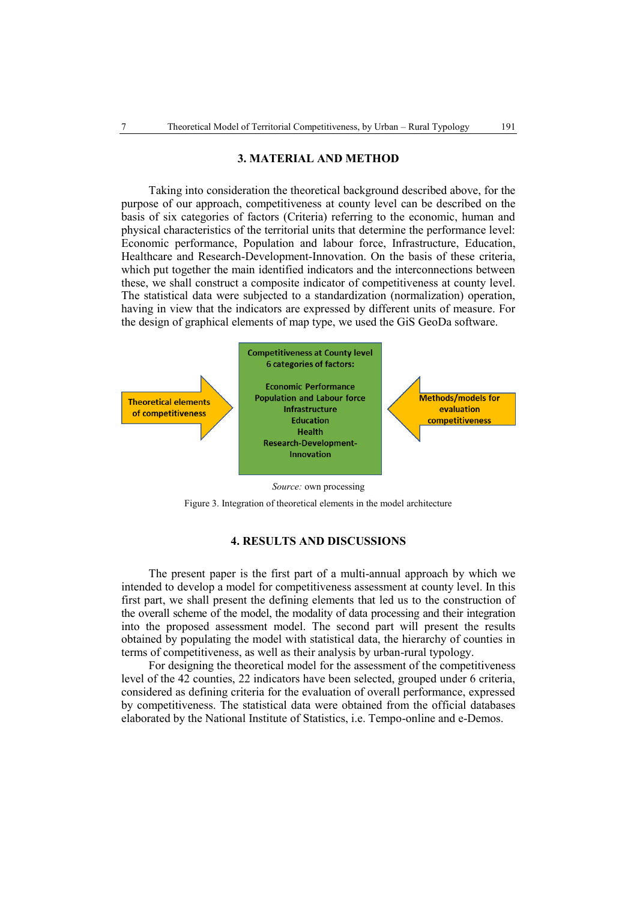## 3. MATERIAL AND METHOD

Taking into consideration the theoretical background described above, for the purpose of our approach, competitiveness at county level can be described on the basis of six categories of factors (Criteria) referring to the economic, human and physical characteristics of the territorial units that determine the performance level: Economic performance, Population and labour force, Infrastructure, Education, Healthcare and Research-Development-Innovation. On the basis of these criteria, which put together the main identified indicators and the interconnections between these, we shall construct a composite indicator of competitiveness at county level. The statistical data were subjected to a standardization (normalization) operation, having in view that the indicators are expressed by different units of measure. For the design of graphical elements of map type, we used the GiS GeoDa software.

Theoretical elements of competitiveness → Competitiveness at County level 6 categories of factors: Economic Performance, Population and Labour force, Infrastructure, Education, Health, Research-Development-Innovation ← Methods/models for evaluation competitiveness

*Source:* own processing

Figure 3. Integration of theoretical elements in the model architecture

## 4. RESULTS AND DISCUSSIONS

The present paper is the first part of a multi-annual approach by which we intended to develop a model for competitiveness assessment at county level. In this first part, we shall present the defining elements that led us to the construction of the overall scheme of the model, the modality of data processing and their integration into the proposed assessment model. The second part will present the results obtained by populating the model with statistical data, the hierarchy of counties in terms of competitiveness, as well as their analysis by urban-rural typology.

For designing the theoretical model for the assessment of the competitiveness level of the 42 counties, 22 indicators have been selected, grouped under 6 criteria, considered as defining criteria for the evaluation of overall performance, expressed by competitiveness. The statistical data were obtained from the official databases elaborated by the National Institute of Statistics, i.e. Tempo-online and e-Demos.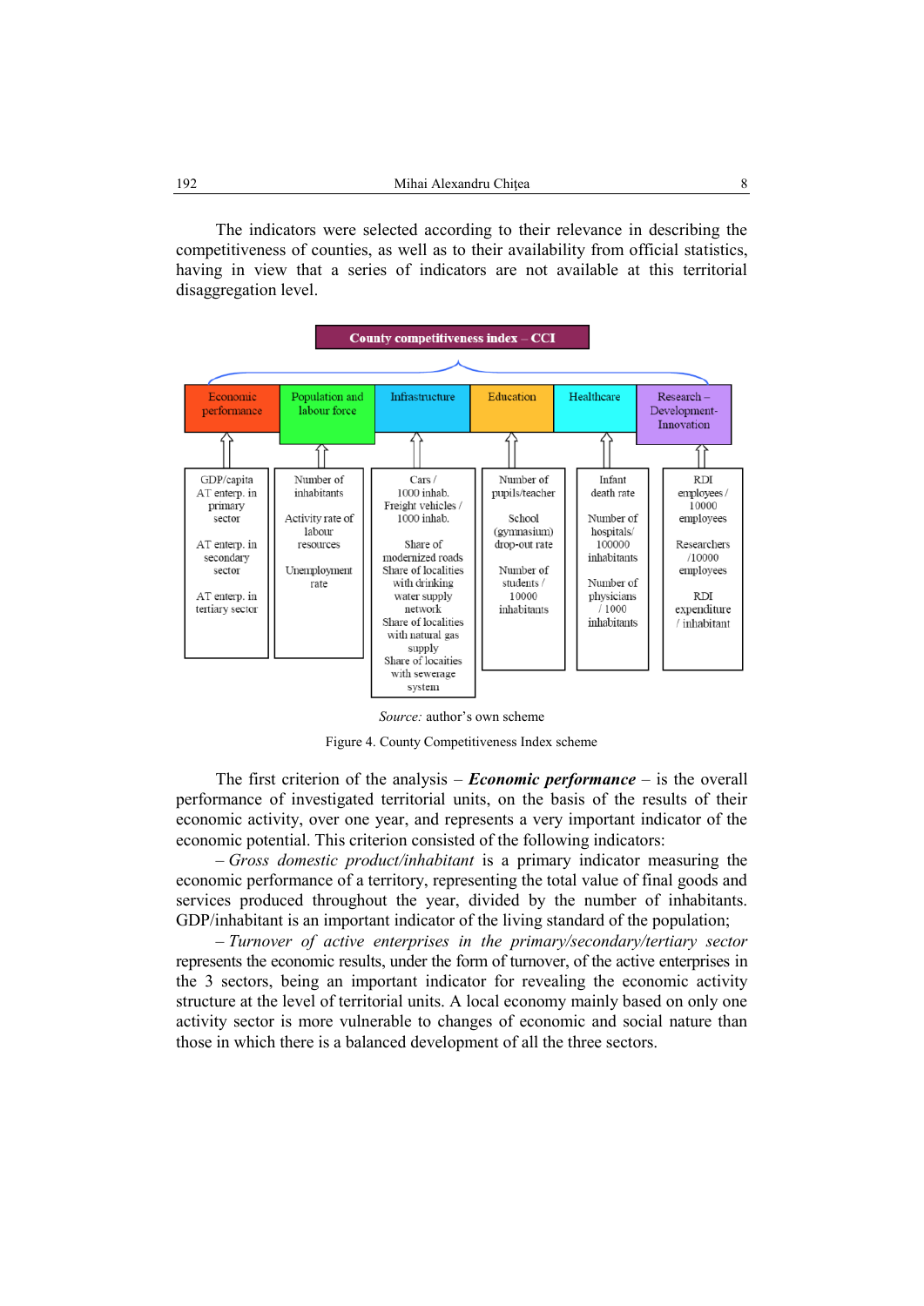The indicators were selected according to their relevance in describing the competitiveness of counties, as well as to their availability from official statistics, having in view that a series of indicators are not available at this territorial disaggregation level.

| County competitiveness index – CCI | | | | | |
|---|---|---|---|---|---|
| Economic performance | Population and labour force | Infrastructure | Education | Healthcare | Research – Development-Innovation |
| GDP/capita<br>AT enterp. in primary sector<br>AT enterp. in secondary sector<br>AT enterp. in tertiary sector | Number of inhabitants<br>Activity rate of labour resources<br>Unemployment rate | Cars / 1000 inhab.<br>Freight vehicles / 1000 inhab.<br>Share of modernized roads<br>Share of localities with drinking water supply network<br>Share of localities with natural gas supply<br>Share of locaities with sewerage system | Number of pupils/teacher<br>School (gymnasium) drop-out rate<br>Number of students / 10000 inhabitants | Infant death rate<br>Number of hospitals/ 100000 inhabitants<br>Number of physicians / 1000 inhabitants | RDI employees / 10000 employees<br>Researchers /10000 employees<br>RDI expenditure / inhabitant |

*Source:* author's own scheme

Figure 4. County Competitiveness Index scheme

The first criterion of the analysis – ***Economic performance*** – is the overall performance of investigated territorial units, on the basis of the results of their economic activity, over one year, and represents a very important indicator of the economic potential. This criterion consisted of the following indicators:

– *Gross domestic product/inhabitant* is a primary indicator measuring the economic performance of a territory, representing the total value of final goods and services produced throughout the year, divided by the number of inhabitants. GDP/inhabitant is an important indicator of the living standard of the population;

– *Turnover of active enterprises in the primary/secondary/tertiary sector* represents the economic results, under the form of turnover, of the active enterprises in the 3 sectors, being an important indicator for revealing the economic activity structure at the level of territorial units. A local economy mainly based on only one activity sector is more vulnerable to changes of economic and social nature than those in which there is a balanced development of all the three sectors.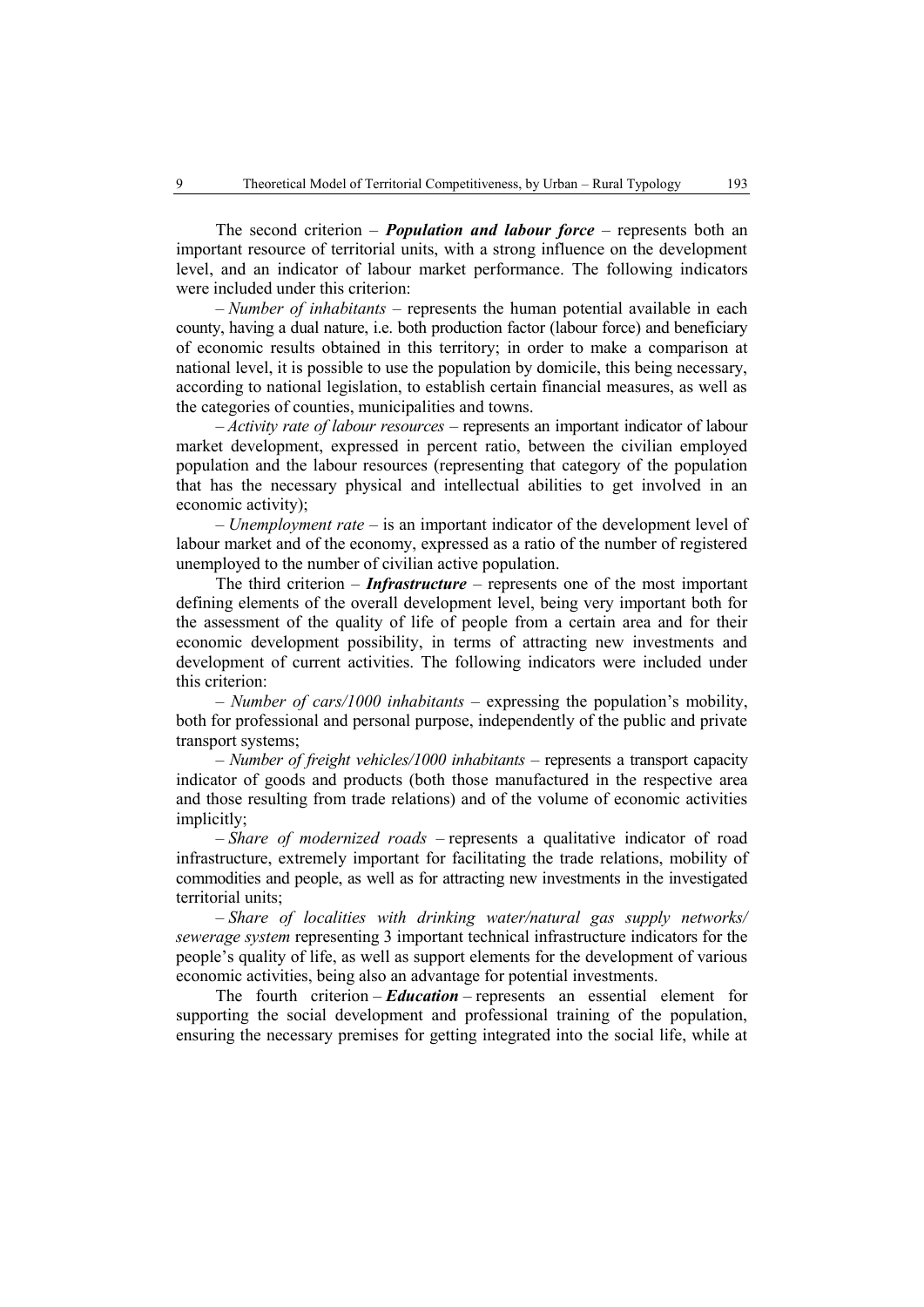The second criterion – ***Population and labour force*** – represents both an important resource of territorial units, with a strong influence on the development level, and an indicator of labour market performance. The following indicators were included under this criterion:

– *Number of inhabitants* – represents the human potential available in each county, having a dual nature, i.e. both production factor (labour force) and beneficiary of economic results obtained in this territory; in order to make a comparison at national level, it is possible to use the population by domicile, this being necessary, according to national legislation, to establish certain financial measures, as well as the categories of counties, municipalities and towns.

– *Activity rate of labour resources* – represents an important indicator of labour market development, expressed in percent ratio, between the civilian employed population and the labour resources (representing that category of the population that has the necessary physical and intellectual abilities to get involved in an economic activity);

– *Unemployment rate* – is an important indicator of the development level of labour market and of the economy, expressed as a ratio of the number of registered unemployed to the number of civilian active population.

The third criterion – ***Infrastructure*** – represents one of the most important defining elements of the overall development level, being very important both for the assessment of the quality of life of people from a certain area and for their economic development possibility, in terms of attracting new investments and development of current activities. The following indicators were included under this criterion:

– *Number of cars/1000 inhabitants* – expressing the population's mobility, both for professional and personal purpose, independently of the public and private transport systems;

– *Number of freight vehicles/1000 inhabitants* – represents a transport capacity indicator of goods and products (both those manufactured in the respective area and those resulting from trade relations) and of the volume of economic activities implicitly;

– *Share of modernized roads* – represents a qualitative indicator of road infrastructure, extremely important for facilitating the trade relations, mobility of commodities and people, as well as for attracting new investments in the investigated territorial units;

– *Share of localities with drinking water/natural gas supply networks/ sewerage system* representing 3 important technical infrastructure indicators for the people's quality of life, as well as support elements for the development of various economic activities, being also an advantage for potential investments.

The fourth criterion – ***Education*** – represents an essential element for supporting the social development and professional training of the population, ensuring the necessary premises for getting integrated into the social life, while at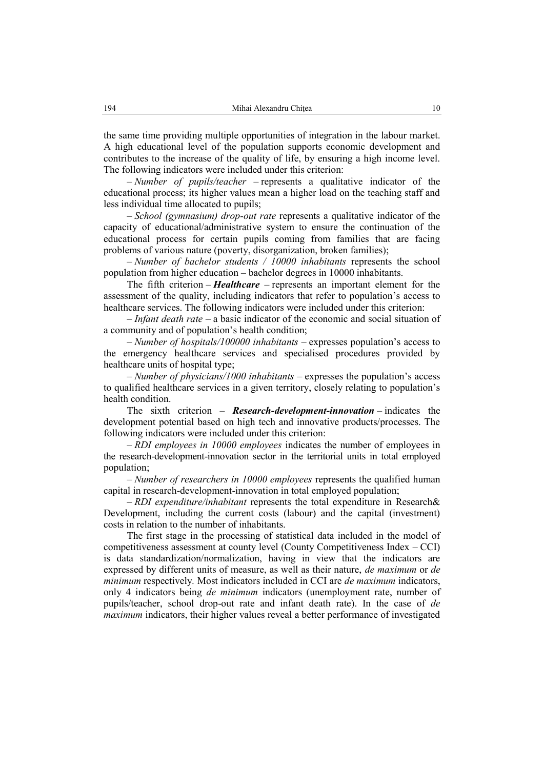the same time providing multiple opportunities of integration in the labour market. A high educational level of the population supports economic development and contributes to the increase of the quality of life, by ensuring a high income level. The following indicators were included under this criterion:

– *Number of pupils/teacher* – represents a qualitative indicator of the educational process; its higher values mean a higher load on the teaching staff and less individual time allocated to pupils;

– *School (gymnasium) drop-out rate* represents a qualitative indicator of the capacity of educational/administrative system to ensure the continuation of the educational process for certain pupils coming from families that are facing problems of various nature (poverty, disorganization, broken families);

– *Number of bachelor students / 10000 inhabitants* represents the school population from higher education – bachelor degrees in 10000 inhabitants.

The fifth criterion – ***Healthcare*** – represents an important element for the assessment of the quality, including indicators that refer to population's access to healthcare services. The following indicators were included under this criterion:

– *Infant death rate* – a basic indicator of the economic and social situation of a community and of population's health condition;

– *Number of hospitals/100000 inhabitants* – expresses population's access to the emergency healthcare services and specialised procedures provided by healthcare units of hospital type;

– *Number of physicians/1000 inhabitants* – expresses the population's access to qualified healthcare services in a given territory, closely relating to population's health condition.

The sixth criterion – ***Research-development-innovation*** – indicates the development potential based on high tech and innovative products/processes. The following indicators were included under this criterion:

– *RDI employees in 10000 employees* indicates the number of employees in the research-development-innovation sector in the territorial units in total employed population;

– *Number of researchers in 10000 employees* represents the qualified human capital in research-development-innovation in total employed population;

– *RDI expenditure/inhabitant* represents the total expenditure in Research& Development, including the current costs (labour) and the capital (investment) costs in relation to the number of inhabitants.

The first stage in the processing of statistical data included in the model of competitiveness assessment at county level (County Competitiveness Index – CCI) is data standardization/normalization, having in view that the indicators are expressed by different units of measure, as well as their nature, *de maximum* or *de minimum* respectively. Most indicators included in CCI are *de maximum* indicators, only 4 indicators being *de minimum* indicators (unemployment rate, number of pupils/teacher, school drop-out rate and infant death rate). In the case of *de maximum* indicators, their higher values reveal a better performance of investigated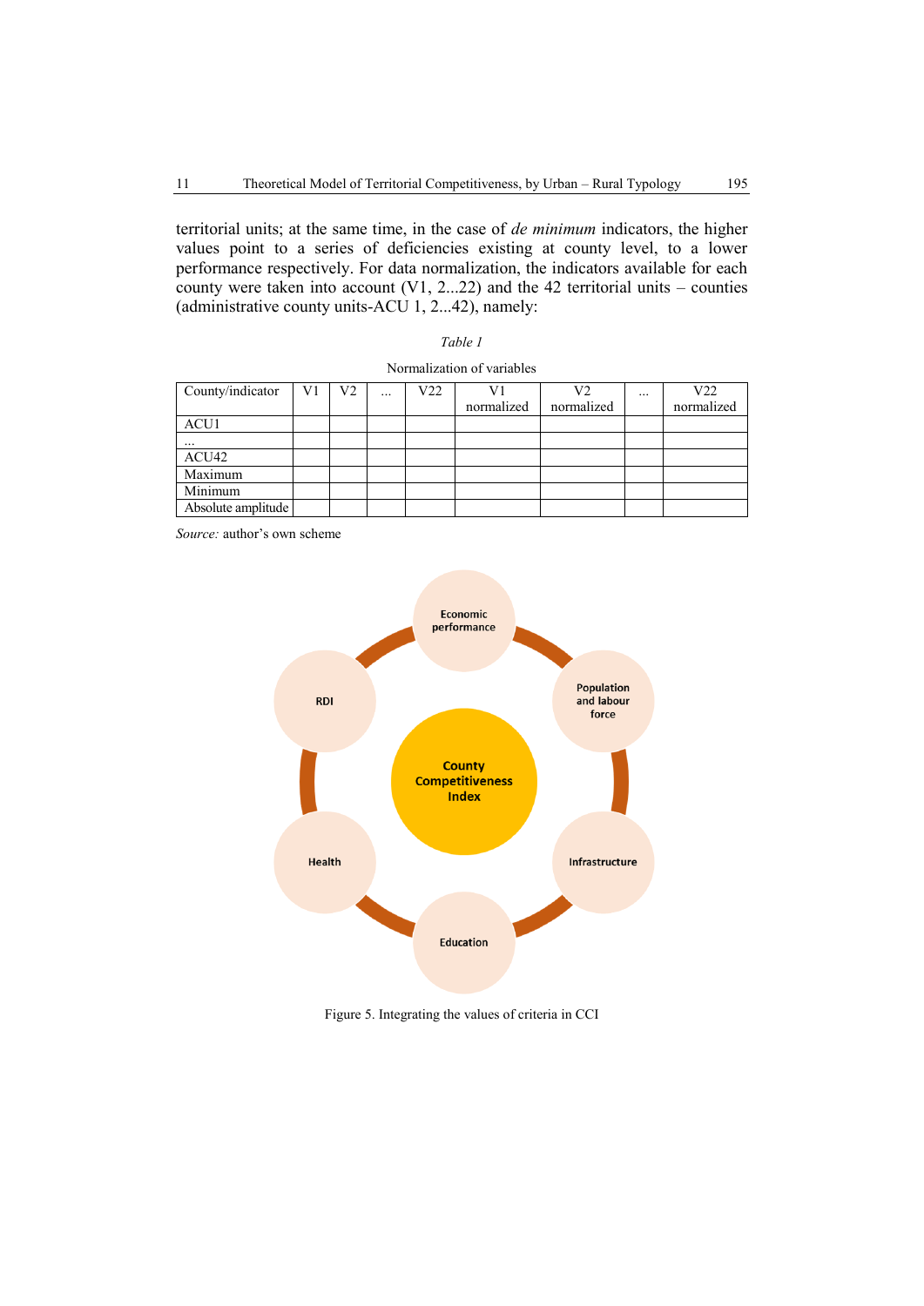territorial units; at the same time, in the case of *de minimum* indicators, the higher values point to a series of deficiencies existing at county level, to a lower performance respectively. For data normalization, the indicators available for each county were taken into account (V1, 2...22) and the 42 territorial units – counties (administrative county units-ACU 1, 2...42), namely:

*Table 1*

Normalization of variables

| County/indicator | V1 | V2 | ... | V22 | V1 normalized | V2 normalized | ... | V22 normalized |
|---|---|---|---|---|---|---|---|---|
| ACU1 | | | | | | | | |
| ... | | | | | | | | |
| ACU42 | | | | | | | | |
| Maximum | | | | | | | | |
| Minimum | | | | | | | | |
| Absolute amplitude | | | | | | | | |

*Source:* author's own scheme

Figure 5. Integrating the values of criteria in CCI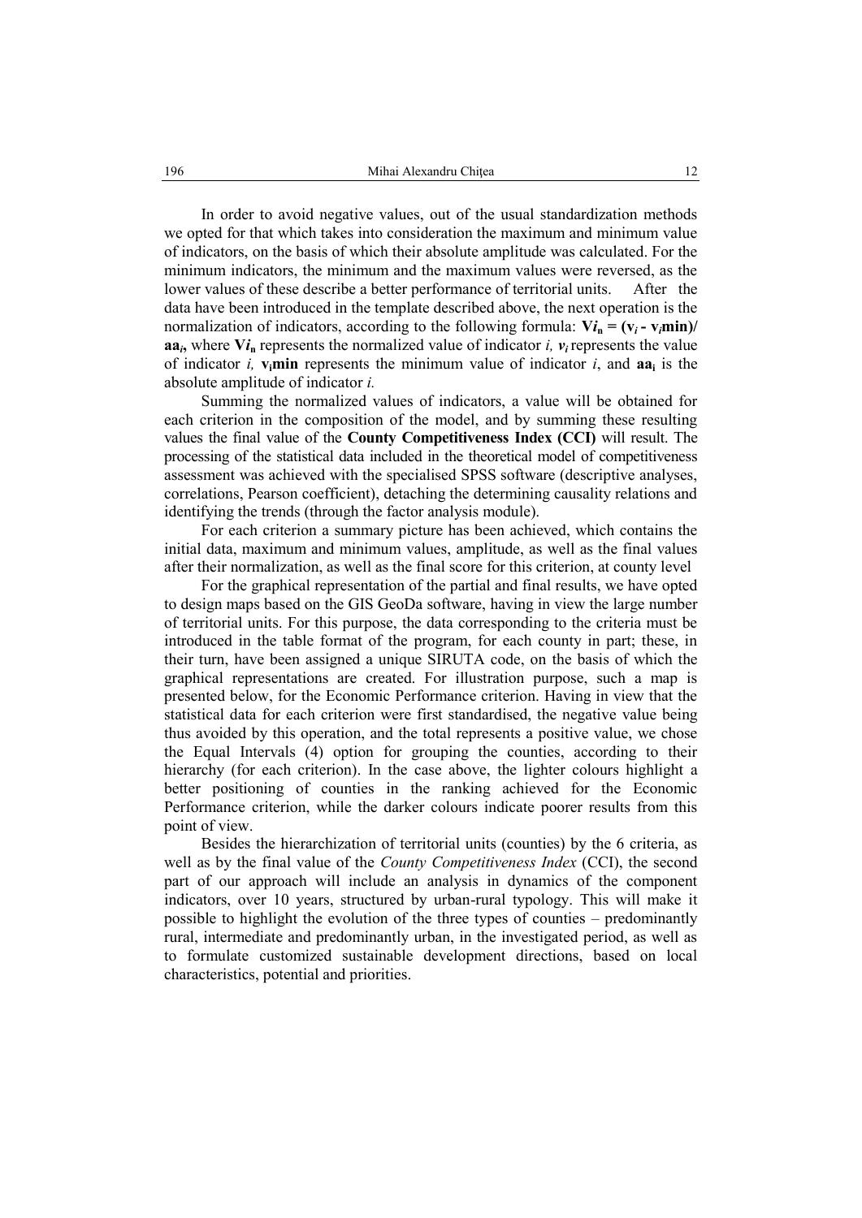In order to avoid negative values, out of the usual standardization methods we opted for that which takes into consideration the maximum and minimum value of indicators, on the basis of which their absolute amplitude was calculated. For the minimum indicators, the minimum and the maximum values were reversed, as the lower values of these describe a better performance of territorial units. After the data have been introduced in the template described above, the next operation is the normalization of indicators, according to the following formula: $\mathbf{V}\boldsymbol{i}_{\mathbf{n}} = (\mathbf{v}_{\boldsymbol{i}} - \mathbf{v}_{\boldsymbol{i}}\mathbf{min})/\mathbf{aa}_{\boldsymbol{i}}$, where $\mathbf{V}\boldsymbol{i}_{\mathbf{n}}$ represents the normalized value of indicator $i$, $\boldsymbol{v}_{\boldsymbol{i}}$ represents the value of indicator $i$, $\mathbf{v}_{\mathbf{i}}\mathbf{min}$ represents the minimum value of indicator $i$, and $\mathbf{aa}_{\mathbf{i}}$ is the absolute amplitude of indicator $i$.

Summing the normalized values of indicators, a value will be obtained for each criterion in the composition of the model, and by summing these resulting values the final value of the **County Competitiveness Index (CCI)** will result. The processing of the statistical data included in the theoretical model of competitiveness assessment was achieved with the specialised SPSS software (descriptive analyses, correlations, Pearson coefficient), detaching the determining causality relations and identifying the trends (through the factor analysis module).

For each criterion a summary picture has been achieved, which contains the initial data, maximum and minimum values, amplitude, as well as the final values after their normalization, as well as the final score for this criterion, at county level

For the graphical representation of the partial and final results, we have opted to design maps based on the GIS GeoDa software, having in view the large number of territorial units. For this purpose, the data corresponding to the criteria must be introduced in the table format of the program, for each county in part; these, in their turn, have been assigned a unique SIRUTA code, on the basis of which the graphical representations are created. For illustration purpose, such a map is presented below, for the Economic Performance criterion. Having in view that the statistical data for each criterion were first standardised, the negative value being thus avoided by this operation, and the total represents a positive value, we chose the Equal Intervals (4) option for grouping the counties, according to their hierarchy (for each criterion). In the case above, the lighter colours highlight a better positioning of counties in the ranking achieved for the Economic Performance criterion, while the darker colours indicate poorer results from this point of view.

Besides the hierarchization of territorial units (counties) by the 6 criteria, as well as by the final value of the *County Competitiveness Index* (CCI), the second part of our approach will include an analysis in dynamics of the component indicators, over 10 years, structured by urban-rural typology. This will make it possible to highlight the evolution of the three types of counties – predominantly rural, intermediate and predominantly urban, in the investigated period, as well as to formulate customized sustainable development directions, based on local characteristics, potential and priorities.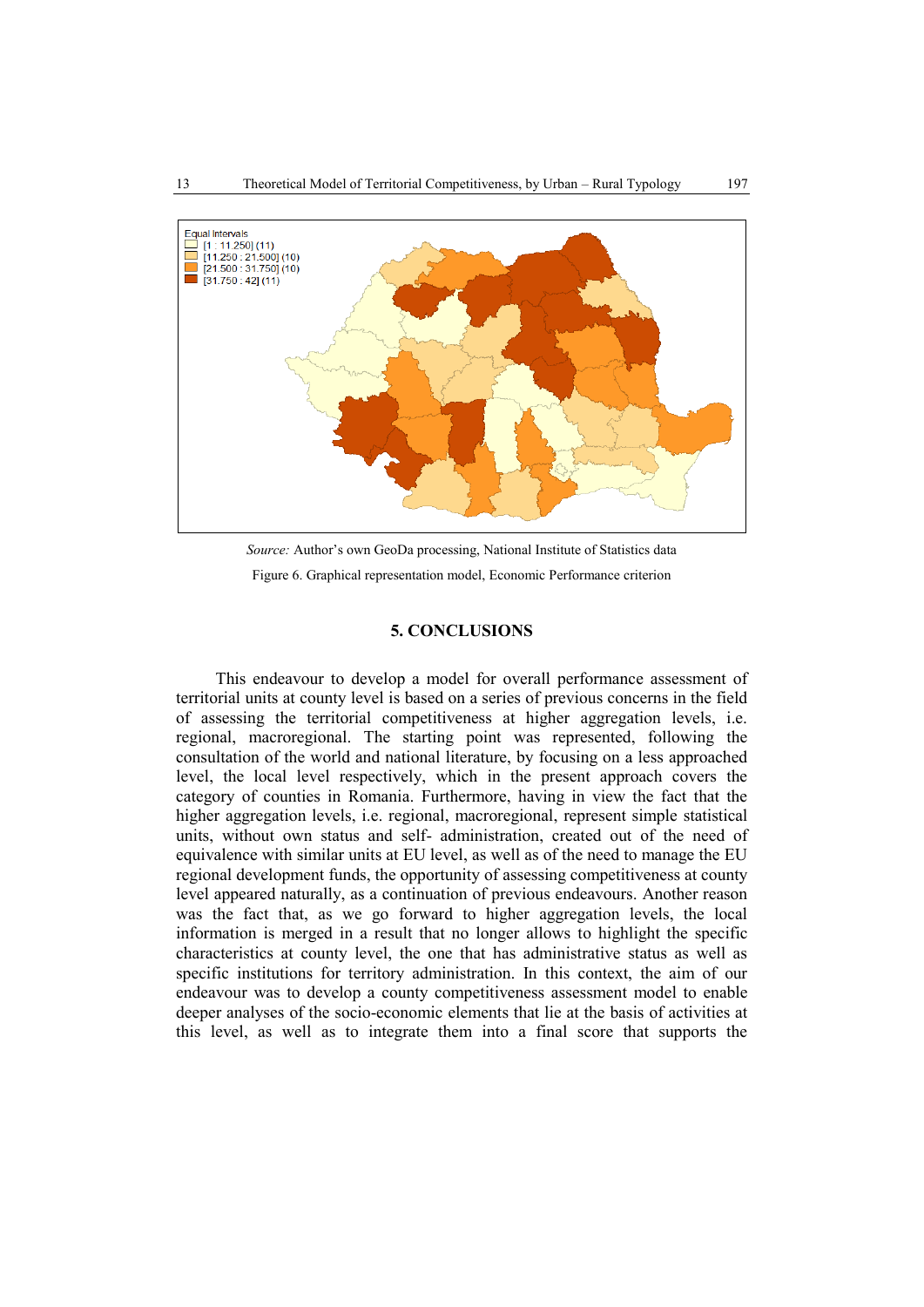Equal Intervals
[1 : 11.250] (11)
[11.250 : 21.500] (10)
[21.500 : 31.750] (10)
[31.750 : 42] (11)

*Source:* Author's own GeoDa processing, National Institute of Statistics data

Figure 6. Graphical representation model, Economic Performance criterion

## 5. CONCLUSIONS

This endeavour to develop a model for overall performance assessment of territorial units at county level is based on a series of previous concerns in the field of assessing the territorial competitiveness at higher aggregation levels, i.e. regional, macroregional. The starting point was represented, following the consultation of the world and national literature, by focusing on a less approached level, the local level respectively, which in the present approach covers the category of counties in Romania. Furthermore, having in view the fact that the higher aggregation levels, i.e. regional, macroregional, represent simple statistical units, without own status and self- administration, created out of the need of equivalence with similar units at EU level, as well as of the need to manage the EU regional development funds, the opportunity of assessing competitiveness at county level appeared naturally, as a continuation of previous endeavours. Another reason was the fact that, as we go forward to higher aggregation levels, the local information is merged in a result that no longer allows to highlight the specific characteristics at county level, the one that has administrative status as well as specific institutions for territory administration. In this context, the aim of our endeavour was to develop a county competitiveness assessment model to enable deeper analyses of the socio-economic elements that lie at the basis of activities at this level, as well as to integrate them into a final score that supports the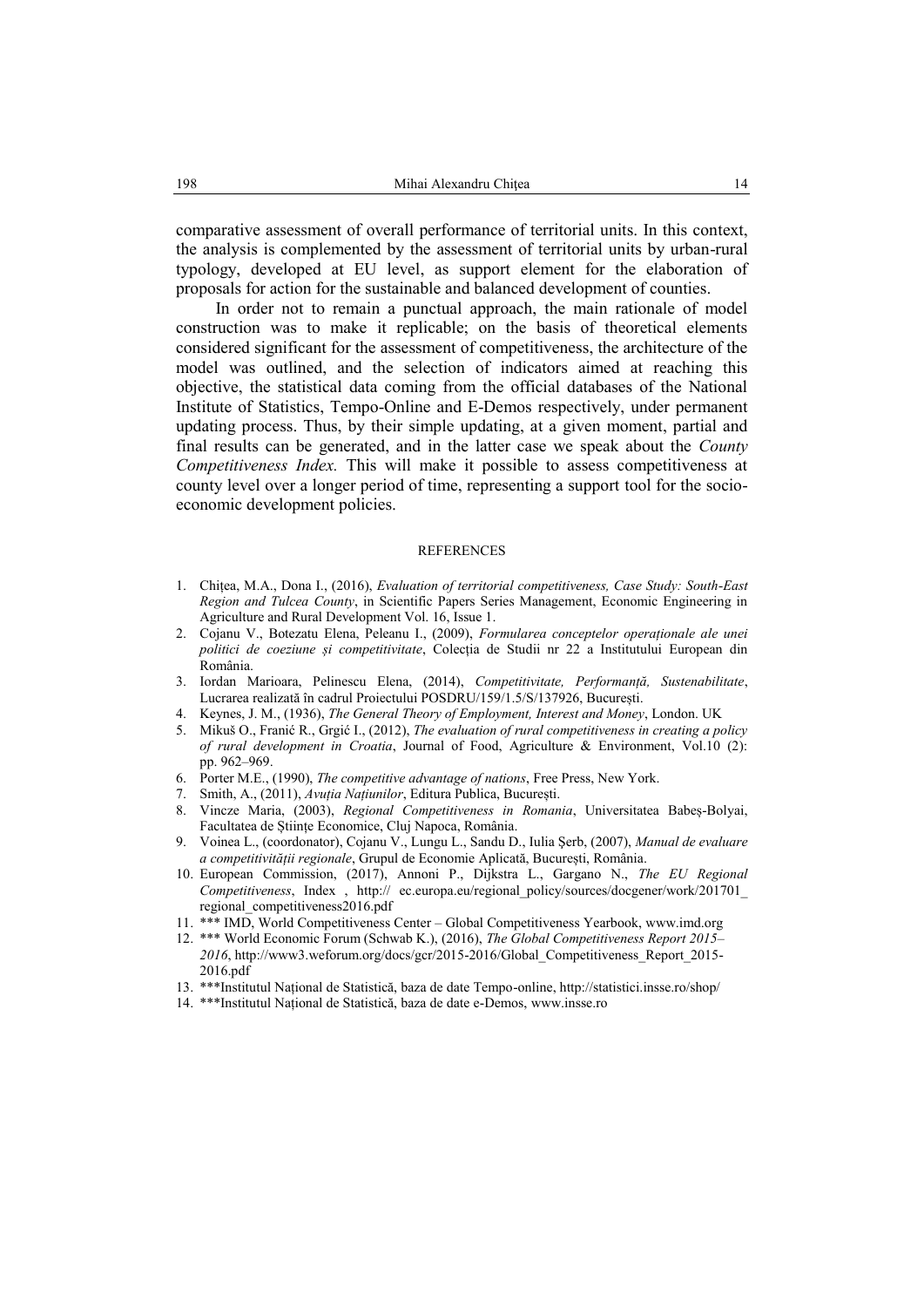comparative assessment of overall performance of territorial units. In this context, the analysis is complemented by the assessment of territorial units by urban-rural typology, developed at EU level, as support element for the elaboration of proposals for action for the sustainable and balanced development of counties.

In order not to remain a punctual approach, the main rationale of model construction was to make it replicable; on the basis of theoretical elements considered significant for the assessment of competitiveness, the architecture of the model was outlined, and the selection of indicators aimed at reaching this objective, the statistical data coming from the official databases of the National Institute of Statistics, Tempo-Online and E-Demos respectively, under permanent updating process. Thus, by their simple updating, at a given moment, partial and final results can be generated, and in the latter case we speak about the *County Competitiveness Index.* This will make it possible to assess competitiveness at county level over a longer period of time, representing a support tool for the socio-economic development policies.

## REFERENCES

1. Chițea, M.A., Dona I., (2016), *Evaluation of territorial competitiveness, Case Study: South-East Region and Tulcea County*, in Scientific Papers Series Management, Economic Engineering in Agriculture and Rural Development Vol. 16, Issue 1.
2. Cojanu V., Botezatu Elena, Peleanu I., (2009), *Formularea conceptelor operaționale ale unei politici de coeziune și competitivitate*, Colecția de Studii nr 22 a Institutului European din România.
3. Iordan Marioara, Pelinescu Elena, (2014), *Competitivitate, Performanță, Sustenabilitate*, Lucrarea realizată în cadrul Proiectului POSDRU/159/1.5/S/137926, București.
4. Keynes, J. M., (1936), *The General Theory of Employment, Interest and Money*, London. UK
5. Mikuš O., Franić R., Grgić I., (2012), *The evaluation of rural competitiveness in creating a policy of rural development in Croatia*, Journal of Food, Agriculture & Environment, Vol.10 (2): pp. 962–969.
6. Porter M.E., (1990), *The competitive advantage of nations*, Free Press, New York.
7. Smith, A., (2011), *Avuția Națiunilor*, Editura Publica, București.
8. Vincze Maria, (2003), *Regional Competitiveness in Romania*, Universitatea Babeș-Bolyai, Facultatea de Științe Economice, Cluj Napoca, România.
9. Voinea L., (coordonator), Cojanu V., Lungu L., Sandu D., Iulia Şerb, (2007), *Manual de evaluare a competitivității regionale*, Grupul de Economie Aplicată, București, România.
10. European Commission, (2017), Annoni P., Dijkstra L., Gargano N., *The EU Regional Competitiveness*, Index , http:// ec.europa.eu/regional_policy/sources/docgener/work/201701_regional_competitiveness2016.pdf
11. *** IMD, World Competitiveness Center – Global Competitiveness Yearbook, www.imd.org
12. *** World Economic Forum (Schwab K.), (2016), *The Global Competitiveness Report 2015–2016*, http://www3.weforum.org/docs/gcr/2015-2016/Global_Competitiveness_Report_2015-2016.pdf
13. ***Institutul Național de Statistică, baza de date Tempo-online, http://statistici.insse.ro/shop/
14. ***Institutul Național de Statistică, baza de date e-Demos, www.insse.ro